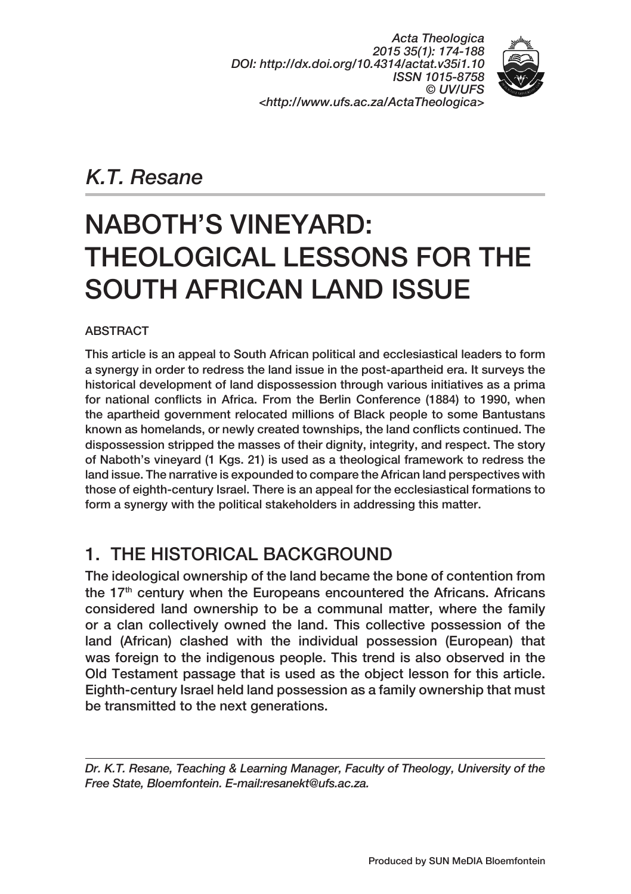*K.T. Resane*

# NABOTH'S VINEYARD: THEOLOGICAL LESSONS FOR THE SOUTH AFRICAN LAND ISSUE

ABSTRACT

This article is an appeal to South African political and ecclesiastical leaders to form a synergy in order to redress the land issue in the post-apartheid era. It surveys the historical development of land dispossession through various initiatives as a prima for national conflicts in Africa. From the Berlin Conference (1884) to 1990, when the apartheid government relocated millions of Black people to some Bantustans known as homelands, or newly created townships, the land conflicts continued. The dispossession stripped the masses of their dignity, integrity, and respect. The story of Naboth's vineyard (1 Kgs. 21) is used as a theological framework to redress the land issue. The narrative is expounded to compare the African land perspectives with those of eighth-century Israel. There is an appeal for the ecclesiastical formations to form a synergy with the political stakeholders in addressing this matter.

## 1. THE HISTORICAL BACKGROUND

The ideological ownership of the land became the bone of contention from the 17th century when the Europeans encountered the Africans. Africans considered land ownership to be a communal matter, where the family or a clan collectively owned the land. This collective possession of the land (African) clashed with the individual possession (European) that was foreign to the indigenous people. This trend is also observed in the Old Testament passage that is used as the object lesson for this article. Eighth-century Israel held land possession as a family ownership that must be transmitted to the next generations.

---

*Dr. K.T. Resane, Teaching & Learning Manager, Faculty of Theology, University of the Free State, Bloemfontein. E-mail:resanekt@ufs.ac.za.*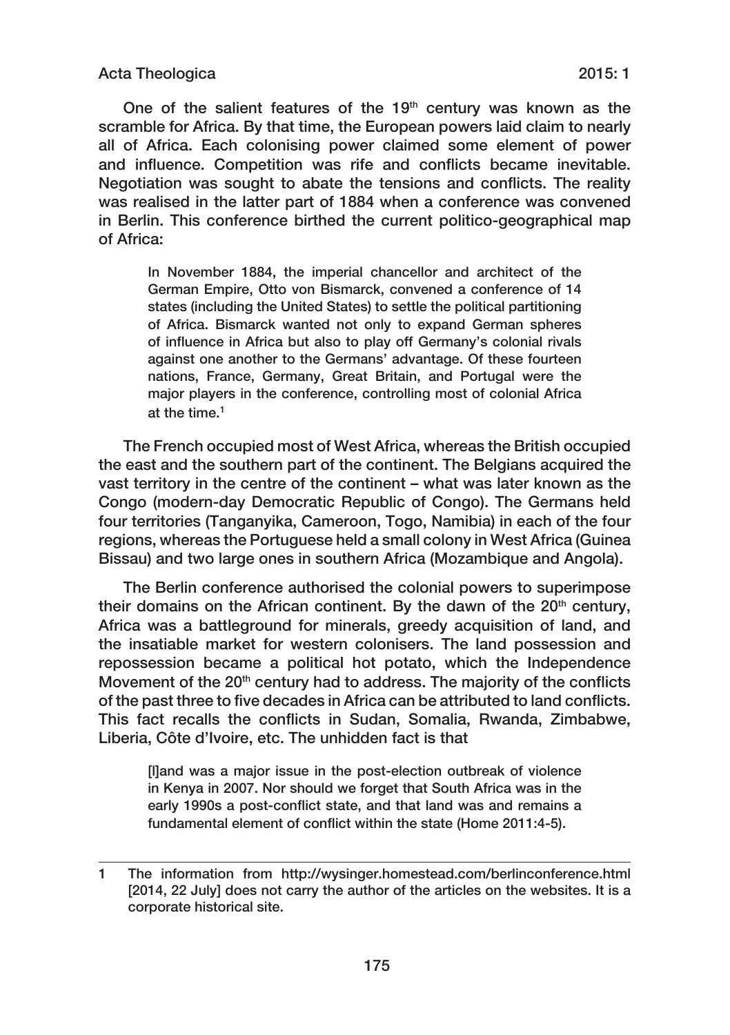One of the salient features of the 19th century was known as the scramble for Africa. By that time, the European powers laid claim to nearly all of Africa. Each colonising power claimed some element of power and influence. Competition was rife and conflicts became inevitable. Negotiation was sought to abate the tensions and conflicts. The reality was realised in the latter part of 1884 when a conference was convened in Berlin. This conference birthed the current politico-geographical map of Africa:

> In November 1884, the imperial chancellor and architect of the German Empire, Otto von Bismarck, convened a conference of 14 states (including the United States) to settle the political partitioning of Africa. Bismarck wanted not only to expand German spheres of influence in Africa but also to play off Germany's colonial rivals against one another to the Germans' advantage. Of these fourteen nations, France, Germany, Great Britain, and Portugal were the major players in the conference, controlling most of colonial Africa at the time.[1]

The French occupied most of West Africa, whereas the British occupied the east and the southern part of the continent. The Belgians acquired the vast territory in the centre of the continent – what was later known as the Congo (modern-day Democratic Republic of Congo). The Germans held four territories (Tanganyika, Cameroon, Togo, Namibia) in each of the four regions, whereas the Portuguese held a small colony in West Africa (Guinea Bissau) and two large ones in southern Africa (Mozambique and Angola).

The Berlin conference authorised the colonial powers to superimpose their domains on the African continent. By the dawn of the 20th century, Africa was a battleground for minerals, greedy acquisition of land, and the insatiable market for western colonisers. The land possession and repossession became a political hot potato, which the Independence Movement of the 20th century had to address. The majority of the conflicts of the past three to five decades in Africa can be attributed to land conflicts. This fact recalls the conflicts in Sudan, Somalia, Rwanda, Zimbabwe, Liberia, Côte d'Ivoire, etc. The unhidden fact is that

> [l]and was a major issue in the post-election outbreak of violence in Kenya in 2007. Nor should we forget that South Africa was in the early 1990s a post-conflict state, and that land was and remains a fundamental element of conflict within the state (Home 2011:4-5).

---

1 The information from http://wysinger.homestead.com/berlinconference.html [2014, 22 July] does not carry the author of the articles on the websites. It is a corporate historical site.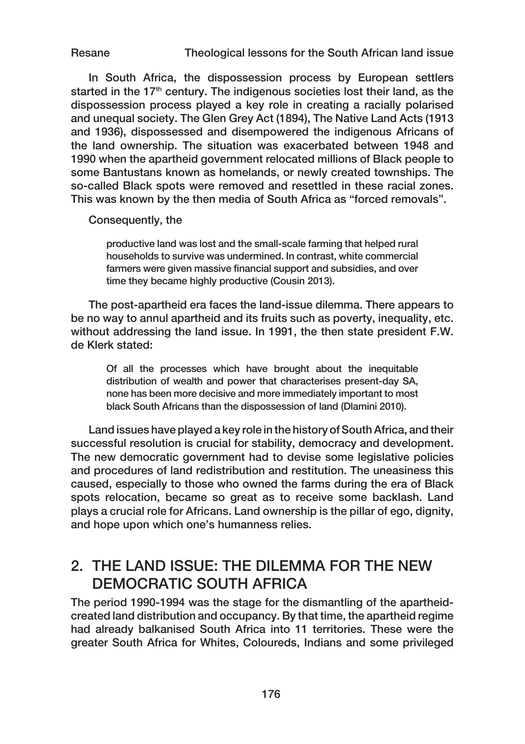In South Africa, the dispossession process by European settlers started in the 17th century. The indigenous societies lost their land, as the dispossession process played a key role in creating a racially polarised and unequal society. The Glen Grey Act (1894), The Native Land Acts (1913 and 1936), dispossessed and disempowered the indigenous Africans of the land ownership. The situation was exacerbated between 1948 and 1990 when the apartheid government relocated millions of Black people to some Bantustans known as homelands, or newly created townships. The so-called Black spots were removed and resettled in these racial zones. This was known by the then media of South Africa as "forced removals".

Consequently, the

> productive land was lost and the small-scale farming that helped rural households to survive was undermined. In contrast, white commercial farmers were given massive financial support and subsidies, and over time they became highly productive (Cousin 2013).

The post-apartheid era faces the land-issue dilemma. There appears to be no way to annul apartheid and its fruits such as poverty, inequality, etc. without addressing the land issue. In 1991, the then state president F.W. de Klerk stated:

> Of all the processes which have brought about the inequitable distribution of wealth and power that characterises present-day SA, none has been more decisive and more immediately important to most black South Africans than the dispossession of land (Dlamini 2010).

Land issues have played a key role in the history of South Africa, and their successful resolution is crucial for stability, democracy and development. The new democratic government had to devise some legislative policies and procedures of land redistribution and restitution. The uneasiness this caused, especially to those who owned the farms during the era of Black spots relocation, became so great as to receive some backlash. Land plays a crucial role for Africans. Land ownership is the pillar of ego, dignity, and hope upon which one's humanness relies.

## 2. THE LAND ISSUE: THE DILEMMA FOR THE NEW DEMOCRATIC SOUTH AFRICA

The period 1990-1994 was the stage for the dismantling of the apartheid-created land distribution and occupancy. By that time, the apartheid regime had already balkanised South Africa into 11 territories. These were the greater South Africa for Whites, Coloureds, Indians and some privileged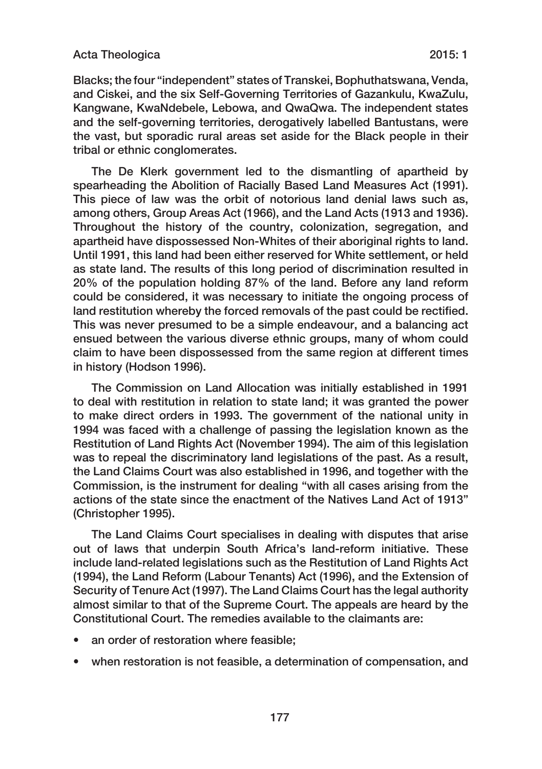Blacks; the four "independent" states of Transkei, Bophuthatswana, Venda, and Ciskei, and the six Self-Governing Territories of Gazankulu, KwaZulu, Kangwane, KwaNdebele, Lebowa, and QwaQwa. The independent states and the self-governing territories, derogatively labelled Bantustans, were the vast, but sporadic rural areas set aside for the Black people in their tribal or ethnic conglomerates.

The De Klerk government led to the dismantling of apartheid by spearheading the Abolition of Racially Based Land Measures Act (1991). This piece of law was the orbit of notorious land denial laws such as, among others, Group Areas Act (1966), and the Land Acts (1913 and 1936). Throughout the history of the country, colonization, segregation, and apartheid have dispossessed Non-Whites of their aboriginal rights to land. Until 1991, this land had been either reserved for White settlement, or held as state land. The results of this long period of discrimination resulted in 20% of the population holding 87% of the land. Before any land reform could be considered, it was necessary to initiate the ongoing process of land restitution whereby the forced removals of the past could be rectified. This was never presumed to be a simple endeavour, and a balancing act ensued between the various diverse ethnic groups, many of whom could claim to have been dispossessed from the same region at different times in history (Hodson 1996).

The Commission on Land Allocation was initially established in 1991 to deal with restitution in relation to state land; it was granted the power to make direct orders in 1993. The government of the national unity in 1994 was faced with a challenge of passing the legislation known as the Restitution of Land Rights Act (November 1994). The aim of this legislation was to repeal the discriminatory land legislations of the past. As a result, the Land Claims Court was also established in 1996, and together with the Commission, is the instrument for dealing "with all cases arising from the actions of the state since the enactment of the Natives Land Act of 1913" (Christopher 1995).

The Land Claims Court specialises in dealing with disputes that arise out of laws that underpin South Africa's land-reform initiative. These include land-related legislations such as the Restitution of Land Rights Act (1994), the Land Reform (Labour Tenants) Act (1996), and the Extension of Security of Tenure Act (1997). The Land Claims Court has the legal authority almost similar to that of the Supreme Court. The appeals are heard by the Constitutional Court. The remedies available to the claimants are:

- an order of restoration where feasible;
- when restoration is not feasible, a determination of compensation, and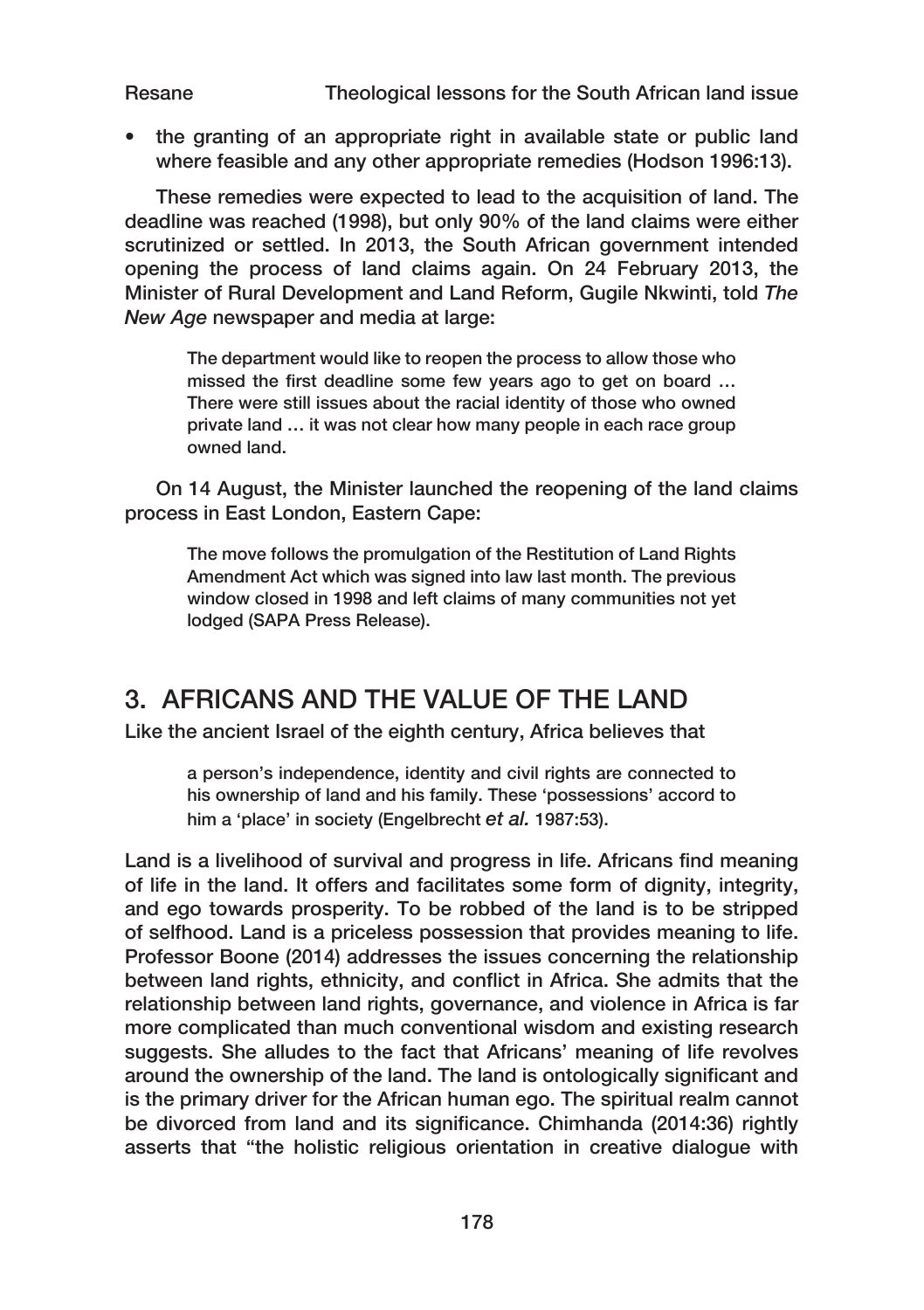- the granting of an appropriate right in available state or public land where feasible and any other appropriate remedies (Hodson 1996:13).

These remedies were expected to lead to the acquisition of land. The deadline was reached (1998), but only 90% of the land claims were either scrutinized or settled. In 2013, the South African government intended opening the process of land claims again. On 24 February 2013, the Minister of Rural Development and Land Reform, Gugile Nkwinti, told *The New Age* newspaper and media at large:

> The department would like to reopen the process to allow those who missed the first deadline some few years ago to get on board … There were still issues about the racial identity of those who owned private land … it was not clear how many people in each race group owned land.

On 14 August, the Minister launched the reopening of the land claims process in East London, Eastern Cape:

> The move follows the promulgation of the Restitution of Land Rights Amendment Act which was signed into law last month. The previous window closed in 1998 and left claims of many communities not yet lodged (SAPA Press Release).

## 3. AFRICANS AND THE VALUE OF THE LAND

Like the ancient Israel of the eighth century, Africa believes that

> a person's independence, identity and civil rights are connected to his ownership of land and his family. These 'possessions' accord to him a 'place' in society (Engelbrecht *et al.* 1987:53).

Land is a livelihood of survival and progress in life. Africans find meaning of life in the land. It offers and facilitates some form of dignity, integrity, and ego towards prosperity. To be robbed of the land is to be stripped of selfhood. Land is a priceless possession that provides meaning to life. Professor Boone (2014) addresses the issues concerning the relationship between land rights, ethnicity, and conflict in Africa. She admits that the relationship between land rights, governance, and violence in Africa is far more complicated than much conventional wisdom and existing research suggests. She alludes to the fact that Africans' meaning of life revolves around the ownership of the land. The land is ontologically significant and is the primary driver for the African human ego. The spiritual realm cannot be divorced from land and its significance. Chimhanda (2014:36) rightly asserts that "the holistic religious orientation in creative dialogue with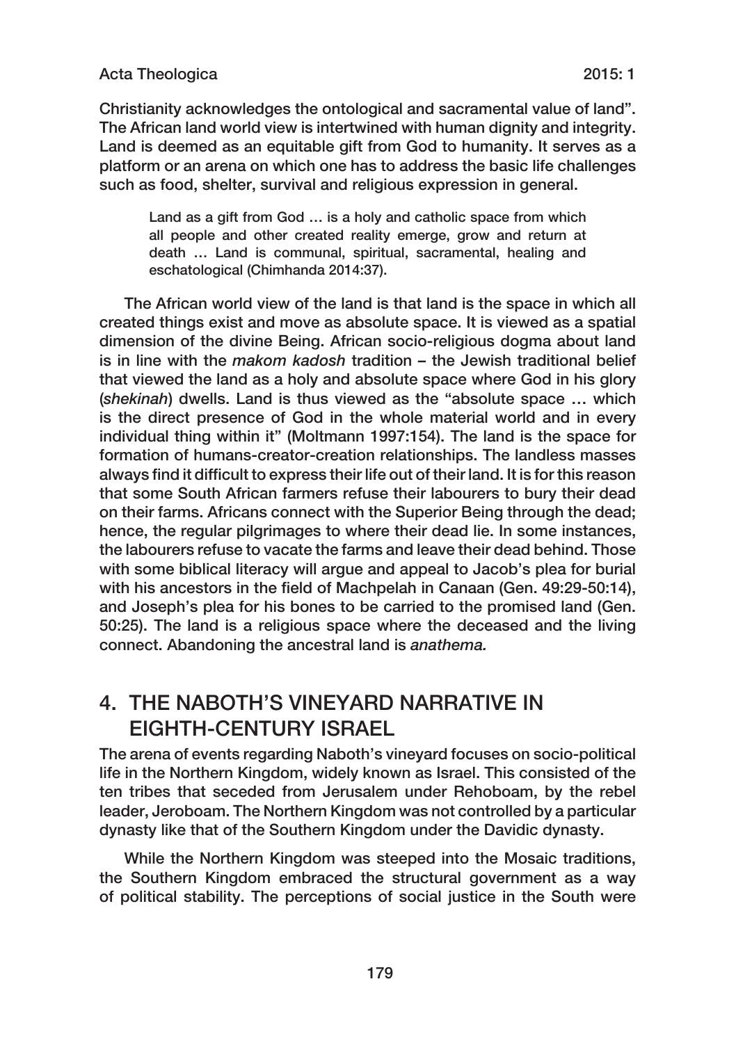Christianity acknowledges the ontological and sacramental value of land". The African land world view is intertwined with human dignity and integrity. Land is deemed as an equitable gift from God to humanity. It serves as a platform or an arena on which one has to address the basic life challenges such as food, shelter, survival and religious expression in general.

> Land as a gift from God … is a holy and catholic space from which all people and other created reality emerge, grow and return at death … Land is communal, spiritual, sacramental, healing and eschatological (Chimhanda 2014:37).

The African world view of the land is that land is the space in which all created things exist and move as absolute space. It is viewed as a spatial dimension of the divine Being. African socio-religious dogma about land is in line with the *makom kadosh* tradition – the Jewish traditional belief that viewed the land as a holy and absolute space where God in his glory (*shekinah*) dwells. Land is thus viewed as the "absolute space … which is the direct presence of God in the whole material world and in every individual thing within it" (Moltmann 1997:154). The land is the space for formation of humans-creator-creation relationships. The landless masses always find it difficult to express their life out of their land. It is for this reason that some South African farmers refuse their labourers to bury their dead on their farms. Africans connect with the Superior Being through the dead; hence, the regular pilgrimages to where their dead lie. In some instances, the labourers refuse to vacate the farms and leave their dead behind. Those with some biblical literacy will argue and appeal to Jacob's plea for burial with his ancestors in the field of Machpelah in Canaan (Gen. 49:29-50:14), and Joseph's plea for his bones to be carried to the promised land (Gen. 50:25). The land is a religious space where the deceased and the living connect. Abandoning the ancestral land is *anathema.*

## 4. THE NABOTH'S VINEYARD NARRATIVE IN EIGHTH-CENTURY ISRAEL

The arena of events regarding Naboth's vineyard focuses on socio-political life in the Northern Kingdom, widely known as Israel. This consisted of the ten tribes that seceded from Jerusalem under Rehoboam, by the rebel leader, Jeroboam. The Northern Kingdom was not controlled by a particular dynasty like that of the Southern Kingdom under the Davidic dynasty.

While the Northern Kingdom was steeped into the Mosaic traditions, the Southern Kingdom embraced the structural government as a way of political stability. The perceptions of social justice in the South were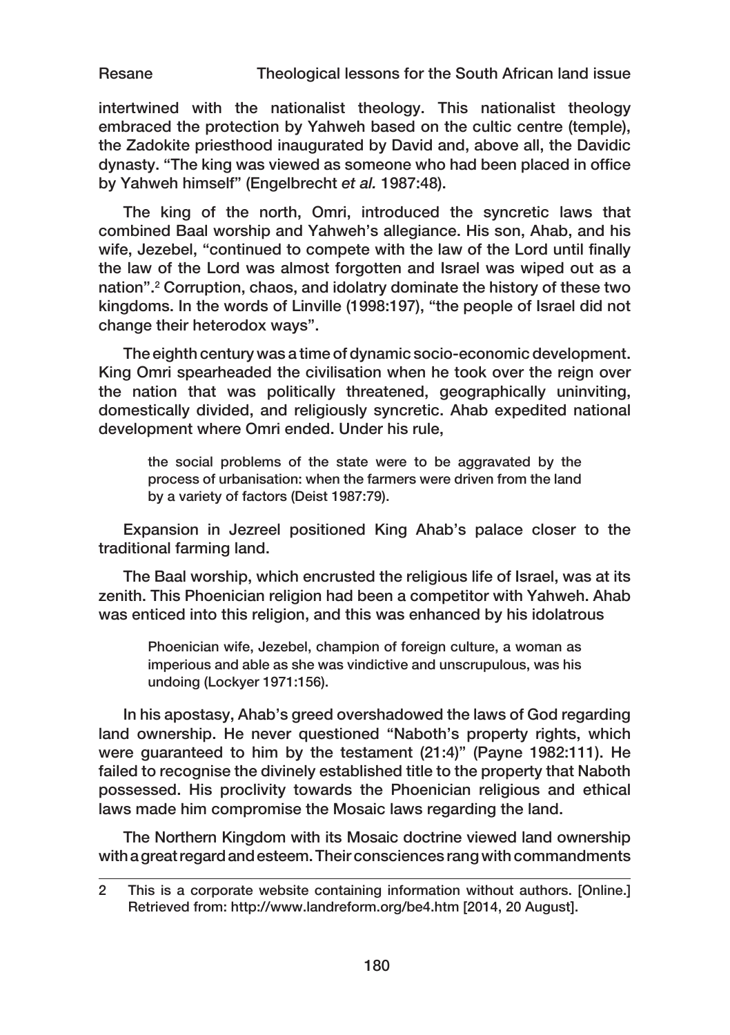intertwined with the nationalist theology. This nationalist theology embraced the protection by Yahweh based on the cultic centre (temple), the Zadokite priesthood inaugurated by David and, above all, the Davidic dynasty. "The king was viewed as someone who had been placed in office by Yahweh himself" (Engelbrecht *et al.* 1987:48).

The king of the north, Omri, introduced the syncretic laws that combined Baal worship and Yahweh's allegiance. His son, Ahab, and his wife, Jezebel, "continued to compete with the law of the Lord until finally the law of the Lord was almost forgotten and Israel was wiped out as a nation".[2] Corruption, chaos, and idolatry dominate the history of these two kingdoms. In the words of Linville (1998:197), "the people of Israel did not change their heterodox ways".

The eighth century was a time of dynamic socio-economic development. King Omri spearheaded the civilisation when he took over the reign over the nation that was politically threatened, geographically uninviting, domestically divided, and religiously syncretic. Ahab expedited national development where Omri ended. Under his rule,

> the social problems of the state were to be aggravated by the process of urbanisation: when the farmers were driven from the land by a variety of factors (Deist 1987:79).

Expansion in Jezreel positioned King Ahab's palace closer to the traditional farming land.

The Baal worship, which encrusted the religious life of Israel, was at its zenith. This Phoenician religion had been a competitor with Yahweh. Ahab was enticed into this religion, and this was enhanced by his idolatrous

> Phoenician wife, Jezebel, champion of foreign culture, a woman as imperious and able as she was vindictive and unscrupulous, was his undoing (Lockyer 1971:156).

In his apostasy, Ahab's greed overshadowed the laws of God regarding land ownership. He never questioned "Naboth's property rights, which were guaranteed to him by the testament (21:4)" (Payne 1982:111). He failed to recognise the divinely established title to the property that Naboth possessed. His proclivity towards the Phoenician religious and ethical laws made him compromise the Mosaic laws regarding the land.

The Northern Kingdom with its Mosaic doctrine viewed land ownership with a great regard and esteem. Their consciences rang with commandments

---

2 This is a corporate website containing information without authors. [Online.] Retrieved from: http://www.landreform.org/be4.htm [2014, 20 August].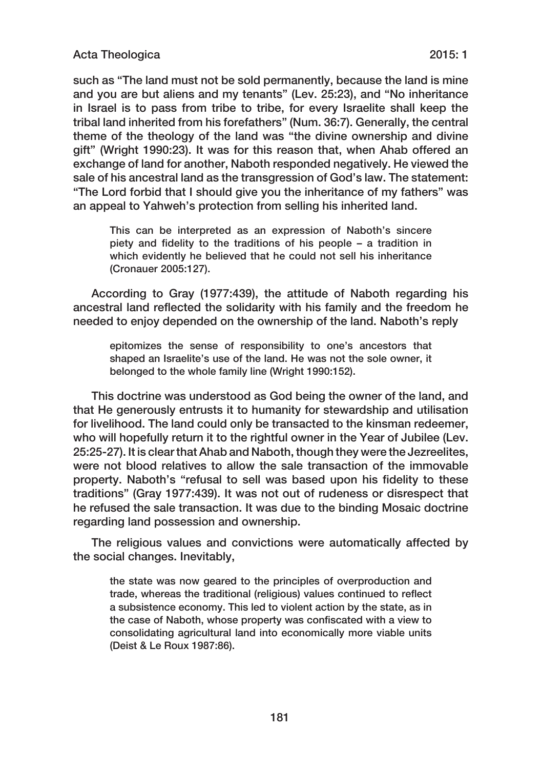such as "The land must not be sold permanently, because the land is mine and you are but aliens and my tenants" (Lev. 25:23), and "No inheritance in Israel is to pass from tribe to tribe, for every Israelite shall keep the tribal land inherited from his forefathers" (Num. 36:7). Generally, the central theme of the theology of the land was "the divine ownership and divine gift" (Wright 1990:23). It was for this reason that, when Ahab offered an exchange of land for another, Naboth responded negatively. He viewed the sale of his ancestral land as the transgression of God's law. The statement: "The Lord forbid that I should give you the inheritance of my fathers" was an appeal to Yahweh's protection from selling his inherited land.

> This can be interpreted as an expression of Naboth's sincere piety and fidelity to the traditions of his people – a tradition in which evidently he believed that he could not sell his inheritance (Cronauer 2005:127).

According to Gray (1977:439), the attitude of Naboth regarding his ancestral land reflected the solidarity with his family and the freedom he needed to enjoy depended on the ownership of the land. Naboth's reply

> epitomizes the sense of responsibility to one's ancestors that shaped an Israelite's use of the land. He was not the sole owner, it belonged to the whole family line (Wright 1990:152).

This doctrine was understood as God being the owner of the land, and that He generously entrusts it to humanity for stewardship and utilisation for livelihood. The land could only be transacted to the kinsman redeemer, who will hopefully return it to the rightful owner in the Year of Jubilee (Lev. 25:25-27). It is clear that Ahab and Naboth, though they were the Jezreelites, were not blood relatives to allow the sale transaction of the immovable property. Naboth's "refusal to sell was based upon his fidelity to these traditions" (Gray 1977:439). It was not out of rudeness or disrespect that he refused the sale transaction. It was due to the binding Mosaic doctrine regarding land possession and ownership.

The religious values and convictions were automatically affected by the social changes. Inevitably,

> the state was now geared to the principles of overproduction and trade, whereas the traditional (religious) values continued to reflect a subsistence economy. This led to violent action by the state, as in the case of Naboth, whose property was confiscated with a view to consolidating agricultural land into economically more viable units (Deist & Le Roux 1987:86).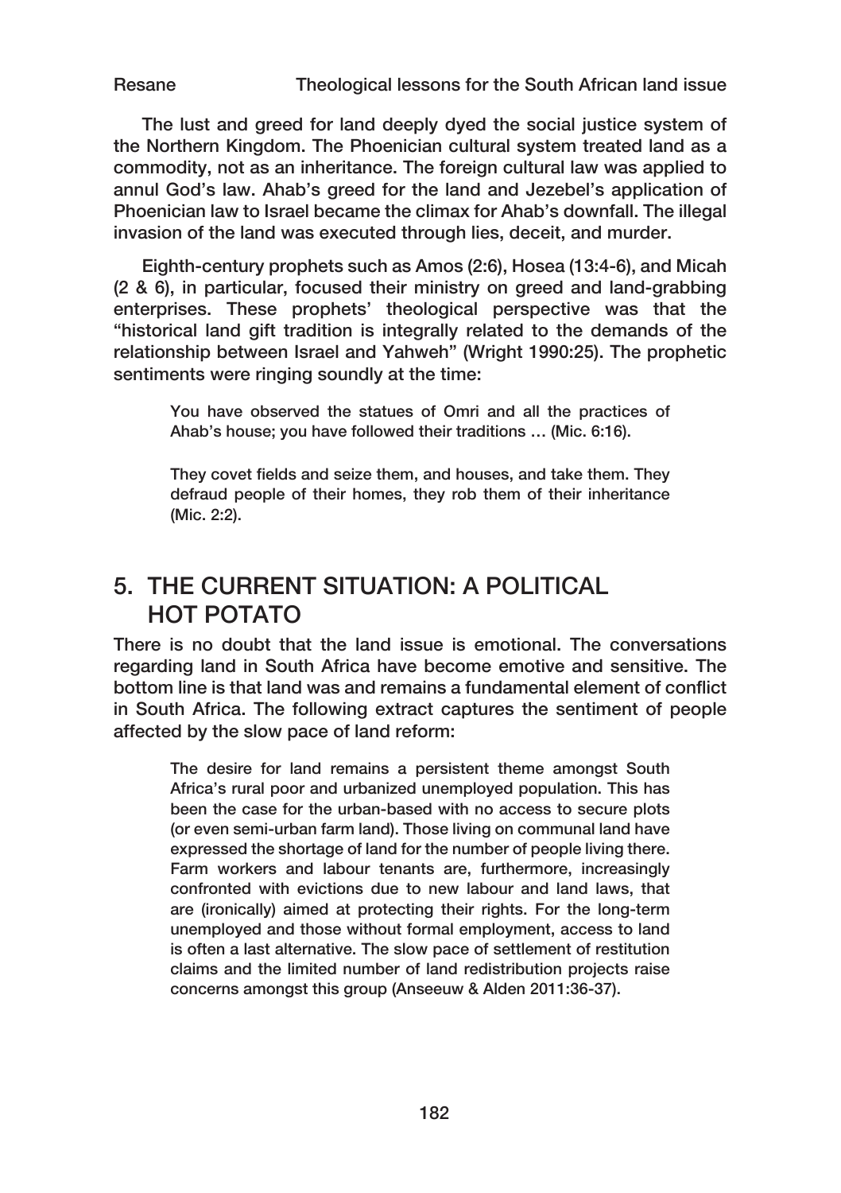The lust and greed for land deeply dyed the social justice system of the Northern Kingdom. The Phoenician cultural system treated land as a commodity, not as an inheritance. The foreign cultural law was applied to annul God's law. Ahab's greed for the land and Jezebel's application of Phoenician law to Israel became the climax for Ahab's downfall. The illegal invasion of the land was executed through lies, deceit, and murder.

Eighth-century prophets such as Amos (2:6), Hosea (13:4-6), and Micah (2 & 6), in particular, focused their ministry on greed and land-grabbing enterprises. These prophets' theological perspective was that the "historical land gift tradition is integrally related to the demands of the relationship between Israel and Yahweh" (Wright 1990:25). The prophetic sentiments were ringing soundly at the time:

> You have observed the statues of Omri and all the practices of Ahab's house; you have followed their traditions … (Mic. 6:16).
>
> They covet fields and seize them, and houses, and take them. They defraud people of their homes, they rob them of their inheritance (Mic. 2:2).

## 5. THE CURRENT SITUATION: A POLITICAL HOT POTATO

There is no doubt that the land issue is emotional. The conversations regarding land in South Africa have become emotive and sensitive. The bottom line is that land was and remains a fundamental element of conflict in South Africa. The following extract captures the sentiment of people affected by the slow pace of land reform:

> The desire for land remains a persistent theme amongst South Africa's rural poor and urbanized unemployed population. This has been the case for the urban-based with no access to secure plots (or even semi-urban farm land). Those living on communal land have expressed the shortage of land for the number of people living there. Farm workers and labour tenants are, furthermore, increasingly confronted with evictions due to new labour and land laws, that are (ironically) aimed at protecting their rights. For the long-term unemployed and those without formal employment, access to land is often a last alternative. The slow pace of settlement of restitution claims and the limited number of land redistribution projects raise concerns amongst this group (Anseeuw & Alden 2011:36-37).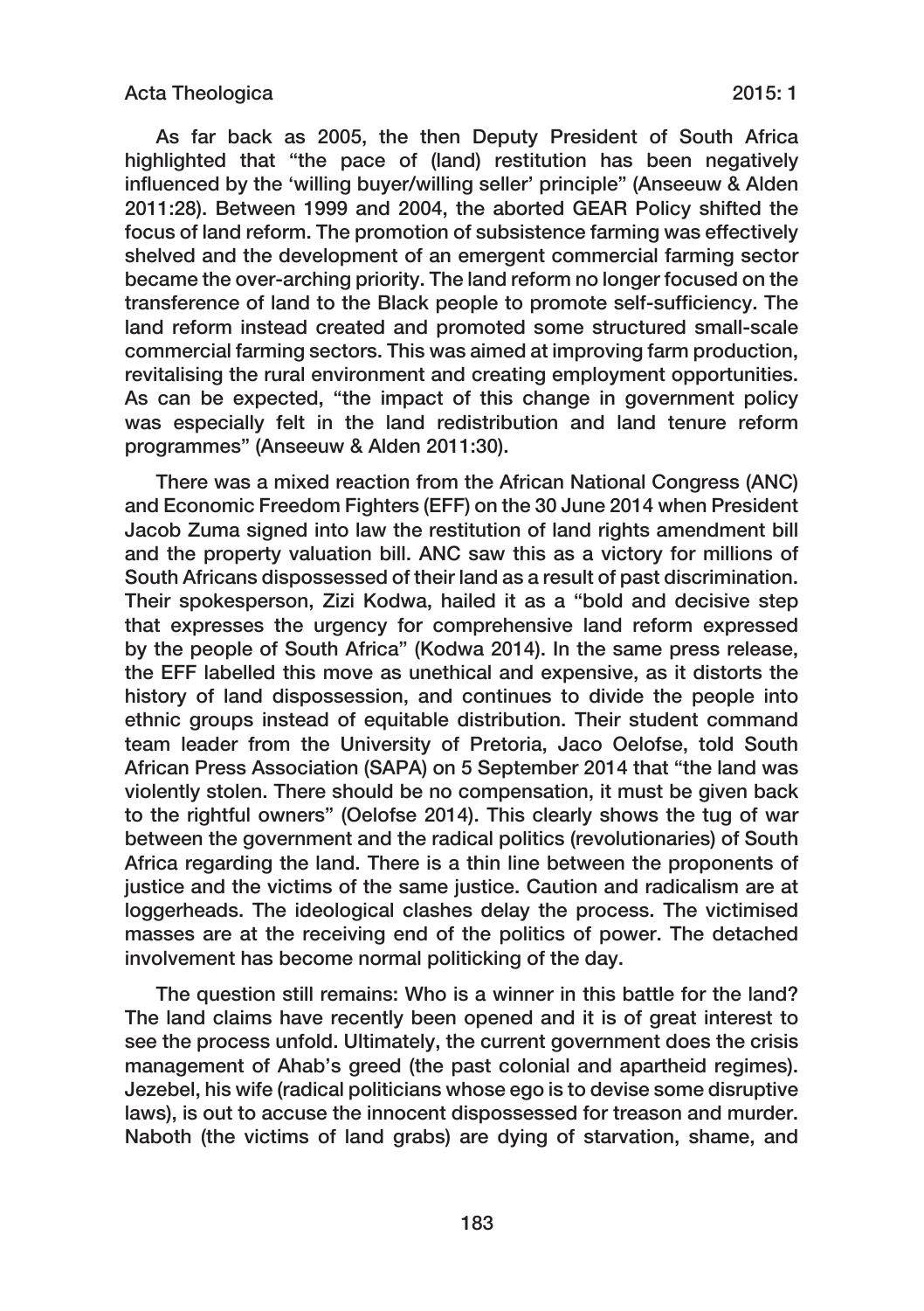As far back as 2005, the then Deputy President of South Africa highlighted that "the pace of (land) restitution has been negatively influenced by the 'willing buyer/willing seller' principle" (Anseeuw & Alden 2011:28). Between 1999 and 2004, the aborted GEAR Policy shifted the focus of land reform. The promotion of subsistence farming was effectively shelved and the development of an emergent commercial farming sector became the over-arching priority. The land reform no longer focused on the transference of land to the Black people to promote self-sufficiency. The land reform instead created and promoted some structured small-scale commercial farming sectors. This was aimed at improving farm production, revitalising the rural environment and creating employment opportunities. As can be expected, "the impact of this change in government policy was especially felt in the land redistribution and land tenure reform programmes" (Anseeuw & Alden 2011:30).

There was a mixed reaction from the African National Congress (ANC) and Economic Freedom Fighters (EFF) on the 30 June 2014 when President Jacob Zuma signed into law the restitution of land rights amendment bill and the property valuation bill. ANC saw this as a victory for millions of South Africans dispossessed of their land as a result of past discrimination. Their spokesperson, Zizi Kodwa, hailed it as a "bold and decisive step that expresses the urgency for comprehensive land reform expressed by the people of South Africa" (Kodwa 2014). In the same press release, the EFF labelled this move as unethical and expensive, as it distorts the history of land dispossession, and continues to divide the people into ethnic groups instead of equitable distribution. Their student command team leader from the University of Pretoria, Jaco Oelofse, told South African Press Association (SAPA) on 5 September 2014 that "the land was violently stolen. There should be no compensation, it must be given back to the rightful owners" (Oelofse 2014). This clearly shows the tug of war between the government and the radical politics (revolutionaries) of South Africa regarding the land. There is a thin line between the proponents of justice and the victims of the same justice. Caution and radicalism are at loggerheads. The ideological clashes delay the process. The victimised masses are at the receiving end of the politics of power. The detached involvement has become normal politicking of the day.

The question still remains: Who is a winner in this battle for the land? The land claims have recently been opened and it is of great interest to see the process unfold. Ultimately, the current government does the crisis management of Ahab's greed (the past colonial and apartheid regimes). Jezebel, his wife (radical politicians whose ego is to devise some disruptive laws), is out to accuse the innocent dispossessed for treason and murder. Naboth (the victims of land grabs) are dying of starvation, shame, and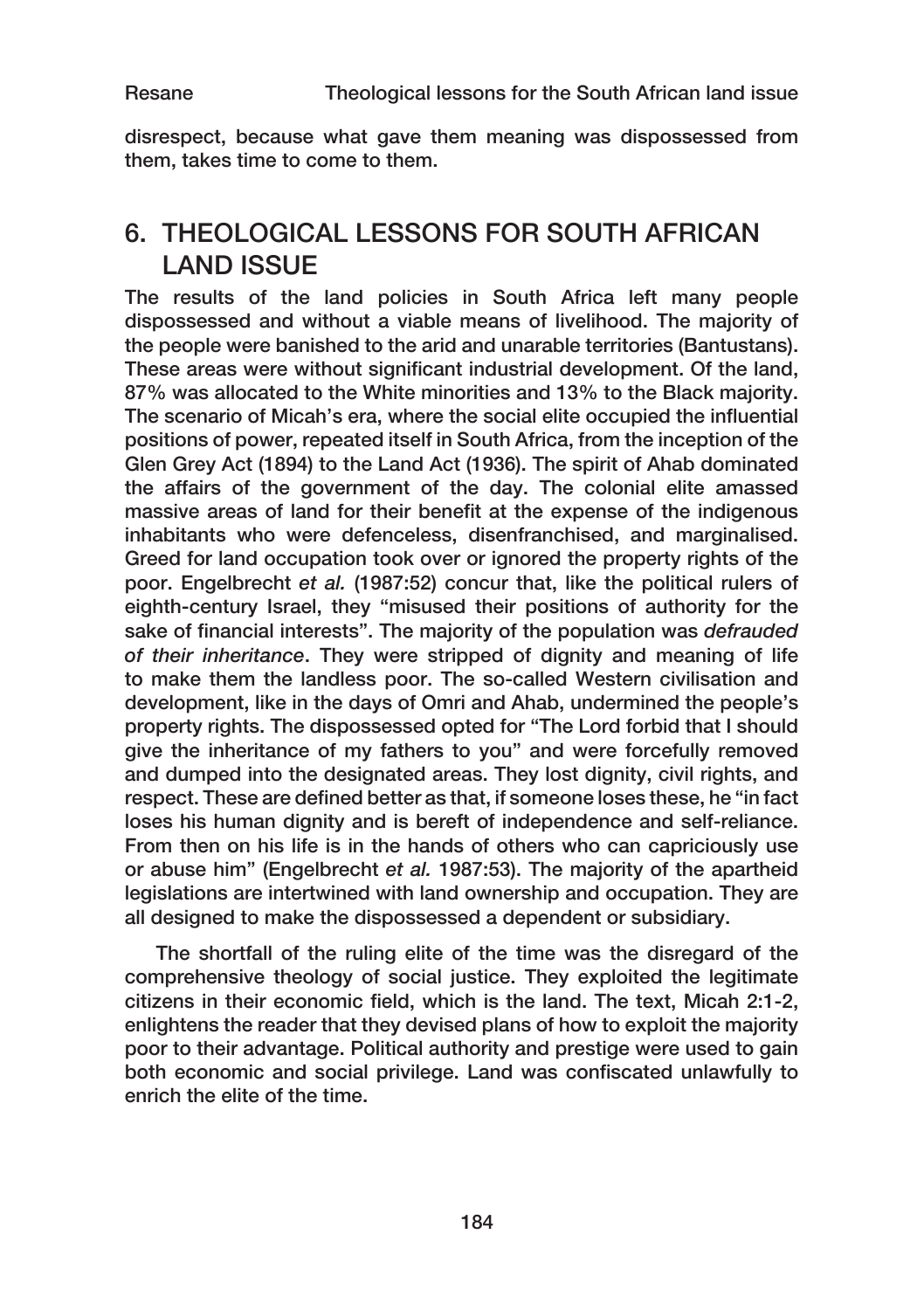disrespect, because what gave them meaning was dispossessed from them, takes time to come to them.

## 6. THEOLOGICAL LESSONS FOR SOUTH AFRICAN LAND ISSUE

The results of the land policies in South Africa left many people dispossessed and without a viable means of livelihood. The majority of the people were banished to the arid and unarable territories (Bantustans). These areas were without significant industrial development. Of the land, 87% was allocated to the White minorities and 13% to the Black majority. The scenario of Micah's era, where the social elite occupied the influential positions of power, repeated itself in South Africa, from the inception of the Glen Grey Act (1894) to the Land Act (1936). The spirit of Ahab dominated the affairs of the government of the day. The colonial elite amassed massive areas of land for their benefit at the expense of the indigenous inhabitants who were defenceless, disenfranchised, and marginalised. Greed for land occupation took over or ignored the property rights of the poor. Engelbrecht *et al.* (1987:52) concur that, like the political rulers of eighth-century Israel, they "misused their positions of authority for the sake of financial interests". The majority of the population was *defrauded of their inheritance*. They were stripped of dignity and meaning of life to make them the landless poor. The so-called Western civilisation and development, like in the days of Omri and Ahab, undermined the people's property rights. The dispossessed opted for "The Lord forbid that I should give the inheritance of my fathers to you" and were forcefully removed and dumped into the designated areas. They lost dignity, civil rights, and respect. These are defined better as that, if someone loses these, he "in fact loses his human dignity and is bereft of independence and self-reliance. From then on his life is in the hands of others who can capriciously use or abuse him" (Engelbrecht *et al.* 1987:53). The majority of the apartheid legislations are intertwined with land ownership and occupation. They are all designed to make the dispossessed a dependent or subsidiary.

The shortfall of the ruling elite of the time was the disregard of the comprehensive theology of social justice. They exploited the legitimate citizens in their economic field, which is the land. The text, Micah 2:1-2, enlightens the reader that they devised plans of how to exploit the majority poor to their advantage. Political authority and prestige were used to gain both economic and social privilege. Land was confiscated unlawfully to enrich the elite of the time.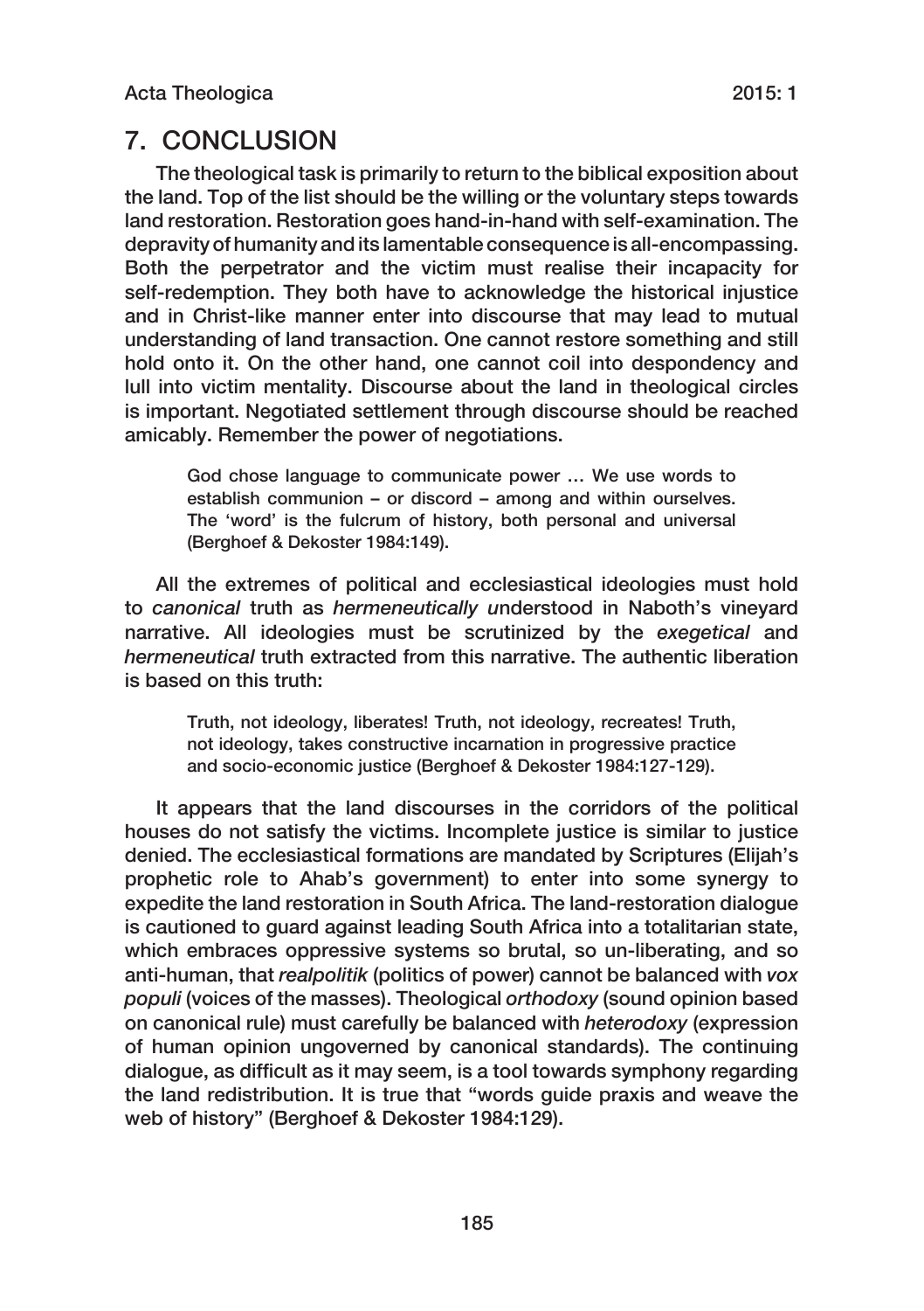## 7. CONCLUSION

The theological task is primarily to return to the biblical exposition about the land. Top of the list should be the willing or the voluntary steps towards land restoration. Restoration goes hand-in-hand with self-examination. The depravity of humanity and its lamentable consequence is all-encompassing. Both the perpetrator and the victim must realise their incapacity for self-redemption. They both have to acknowledge the historical injustice and in Christ-like manner enter into discourse that may lead to mutual understanding of land transaction. One cannot restore something and still hold onto it. On the other hand, one cannot coil into despondency and lull into victim mentality. Discourse about the land in theological circles is important. Negotiated settlement through discourse should be reached amicably. Remember the power of negotiations.

> God chose language to communicate power … We use words to establish communion – or discord – among and within ourselves. The 'word' is the fulcrum of history, both personal and universal (Berghoef & Dekoster 1984:149).

All the extremes of political and ecclesiastical ideologies must hold to *canonical* truth as *hermeneutically u*nderstood in Naboth's vineyard narrative. All ideologies must be scrutinized by the *exegetical* and *hermeneutical* truth extracted from this narrative. The authentic liberation is based on this truth:

> Truth, not ideology, liberates! Truth, not ideology, recreates! Truth, not ideology, takes constructive incarnation in progressive practice and socio-economic justice (Berghoef & Dekoster 1984:127-129).

It appears that the land discourses in the corridors of the political houses do not satisfy the victims. Incomplete justice is similar to justice denied. The ecclesiastical formations are mandated by Scriptures (Elijah's prophetic role to Ahab's government) to enter into some synergy to expedite the land restoration in South Africa. The land-restoration dialogue is cautioned to guard against leading South Africa into a totalitarian state, which embraces oppressive systems so brutal, so un-liberating, and so anti-human, that *realpolitik* (politics of power) cannot be balanced with *vox populi* (voices of the masses). Theological *orthodoxy* (sound opinion based on canonical rule) must carefully be balanced with *heterodoxy* (expression of human opinion ungoverned by canonical standards). The continuing dialogue, as difficult as it may seem, is a tool towards symphony regarding the land redistribution. It is true that "words guide praxis and weave the web of history" (Berghoef & Dekoster 1984:129).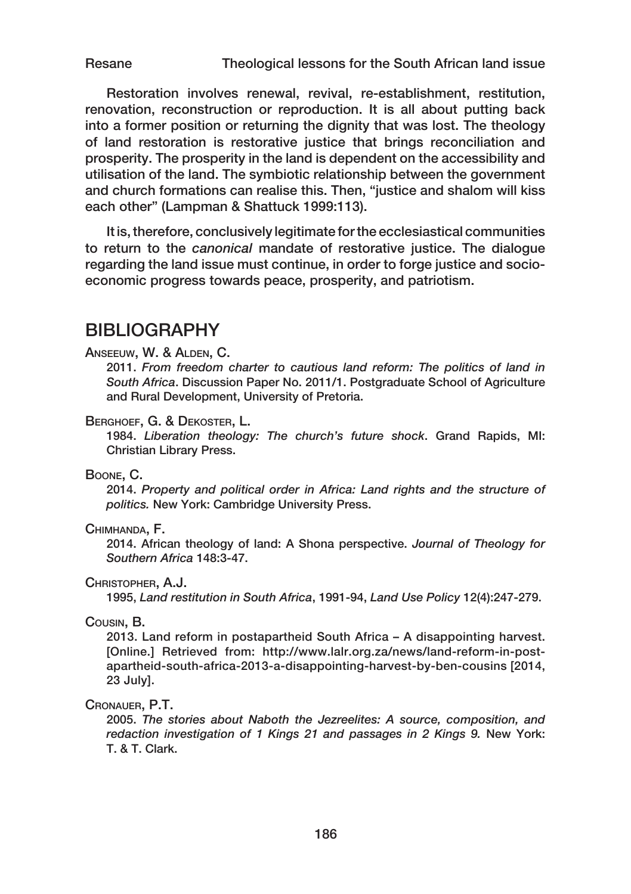Restoration involves renewal, revival, re-establishment, restitution, renovation, reconstruction or reproduction. It is all about putting back into a former position or returning the dignity that was lost. The theology of land restoration is restorative justice that brings reconciliation and prosperity. The prosperity in the land is dependent on the accessibility and utilisation of the land. The symbiotic relationship between the government and church formations can realise this. Then, "justice and shalom will kiss each other" (Lampman & Shattuck 1999:113).

It is, therefore, conclusively legitimate for the ecclesiastical communities to return to the *canonical* mandate of restorative justice. The dialogue regarding the land issue must continue, in order to forge justice and socio-economic progress towards peace, prosperity, and patriotism.

## BIBLIOGRAPHY

Anseeuw, W. & Alden, C.
2011. *From freedom charter to cautious land reform: The politics of land in South Africa*. Discussion Paper No. 2011/1. Postgraduate School of Agriculture and Rural Development, University of Pretoria.

Berghoef, G. & Dekoster, L.
1984. *Liberation theology: The church's future shock*. Grand Rapids, MI: Christian Library Press.

Boone, C.
2014. *Property and political order in Africa: Land rights and the structure of politics.* New York: Cambridge University Press.

Chimhanda, F.
2014. African theology of land: A Shona perspective. *Journal of Theology for Southern Africa* 148:3-47.

Christopher, A.J.
1995, *Land restitution in South Africa*, 1991-94, *Land Use Policy* 12(4):247-279.

Cousin, B.
2013. Land reform in postapartheid South Africa – A disappointing harvest. [Online.] Retrieved from: http://www.lalr.org.za/news/land-reform-in-post-apartheid-south-africa-2013-a-disappointing-harvest-by-ben-cousins [2014, 23 July].

Cronauer, P.T.
2005. *The stories about Naboth the Jezreelites: A source, composition, and redaction investigation of 1 Kings 21 and passages in 2 Kings 9.* New York: T. & T. Clark.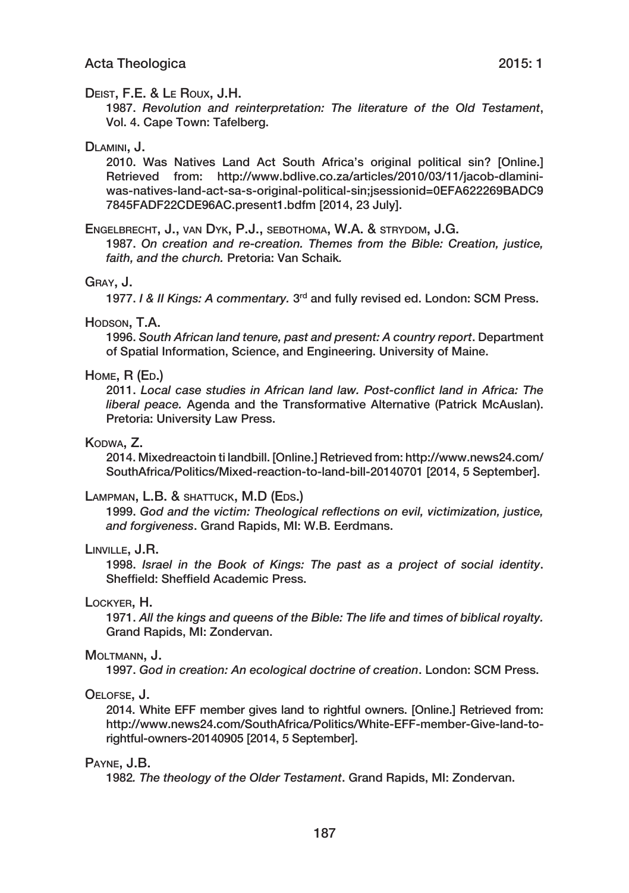Deist, F.E. & Le Roux, J.H.

1987. *Revolution and reinterpretation: The literature of the Old Testament*, Vol. 4. Cape Town: Tafelberg.

Dlamini, J.

2010. Was Natives Land Act South Africa's original political sin? [Online.] Retrieved from: http://www.bdlive.co.za/articles/2010/03/11/jacob-dlamini-was-natives-land-act-sa-s-original-political-sin;jsessionid=0EFA622269BADC97845FADF22CDE96AC.present1.bdfm [2014, 23 July].

Engelbrecht, J., van Dyk, P.J., sebothoma, W.A. & strydom, J.G.

1987. *On creation and re-creation. Themes from the Bible: Creation, justice, faith, and the church.* Pretoria: Van Schaik.

Gray, J.

1977. *I & II Kings: A commentary.* 3rd and fully revised ed. London: SCM Press.

Hodson, T.A.

1996. *South African land tenure, past and present: A country report*. Department of Spatial Information, Science, and Engineering. University of Maine.

Home, R (Ed.)

2011. *Local case studies in African land law. Post-conflict land in Africa: The liberal peace.* Agenda and the Transformative Alternative (Patrick McAuslan). Pretoria: University Law Press.

Kodwa, Z.

2014. Mixedreactoin ti landbill. [Online.] Retrieved from: http://www.news24.com/SouthAfrica/Politics/Mixed-reaction-to-land-bill-20140701 [2014, 5 September].

Lampman, L.B. & shattuck, M.D (Eds.)

1999. *God and the victim: Theological reflections on evil, victimization, justice, and forgiveness*. Grand Rapids, MI: W.B. Eerdmans.

Linville, J.R.

1998. *Israel in the Book of Kings: The past as a project of social identity*. Sheffield: Sheffield Academic Press.

Lockyer, H.

1971. *All the kings and queens of the Bible: The life and times of biblical royalty.* Grand Rapids, MI: Zondervan.

Moltmann, J.

1997. *God in creation: An ecological doctrine of creation*. London: SCM Press.

Oelofse, J.

2014. White EFF member gives land to rightful owners. [Online.] Retrieved from: http://www.news24.com/SouthAfrica/Politics/White-EFF-member-Give-land-to-rightful-owners-20140905 [2014, 5 September].

Payne, J.B.

1982*. The theology of the Older Testament*. Grand Rapids, MI: Zondervan.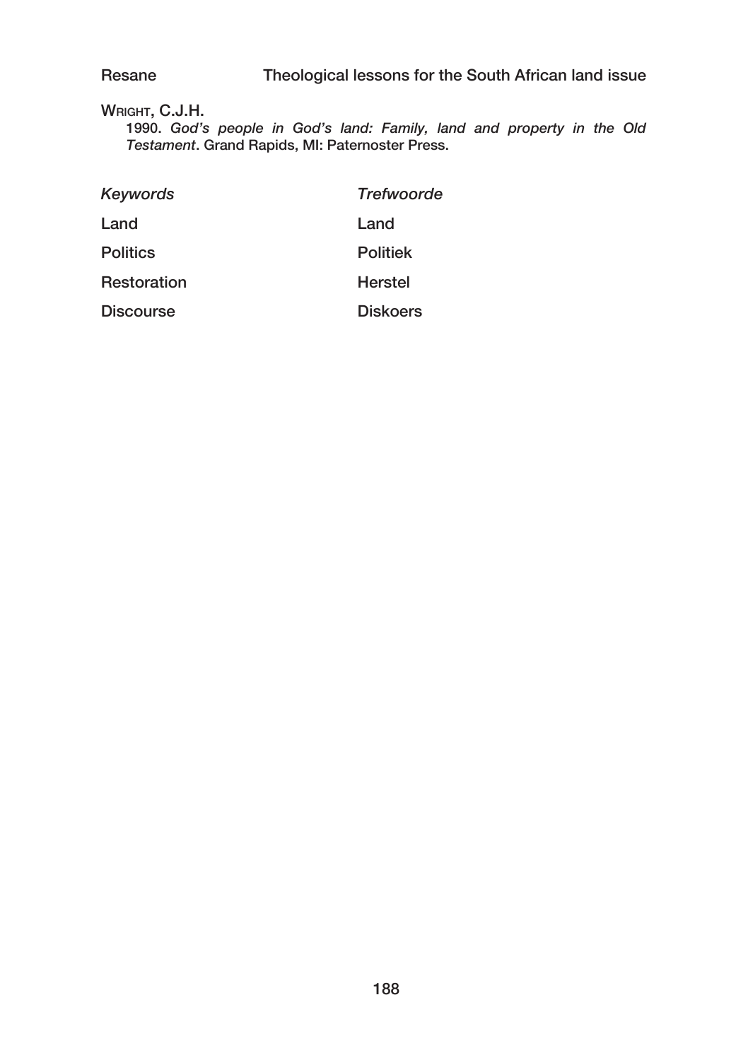Wright, C.J.H.

1990. *God's people in God's land: Family, land and property in the Old Testament*. Grand Rapids, MI: Paternoster Press.

| *Keywords* | *Trefwoorde* |
|---|---|
| Land | Land |
| Politics | Politiek |
| Restoration | Herstel |
| Discourse | Diskoers |